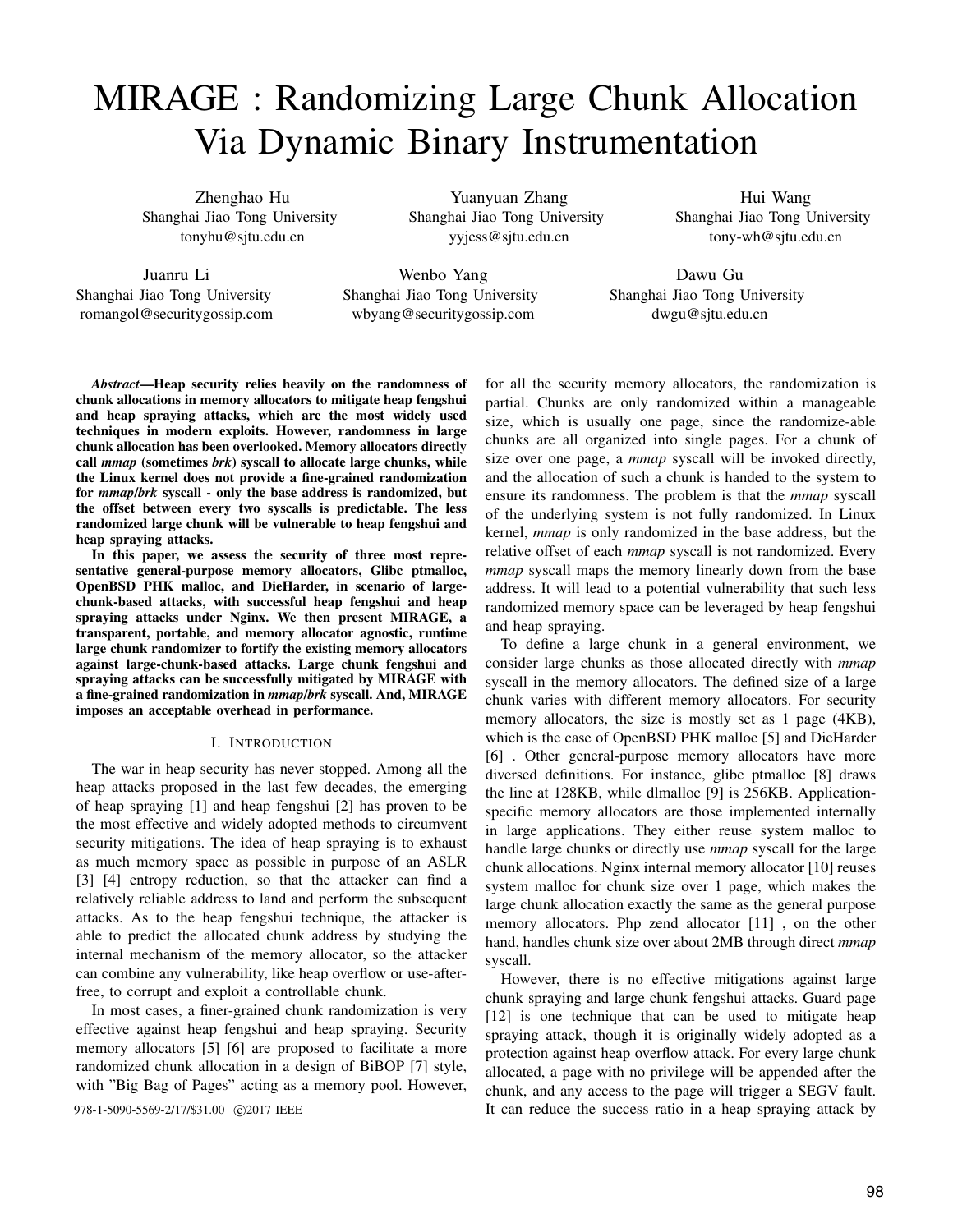# MIRAGE : Randomizing Large Chunk Allocation Via Dynamic Binary Instrumentation

Zhenghao Hu
Shanghai Jiao Tong University
tonyhu@sjtu.edu.cn

Yuanyuan Zhang
Shanghai Jiao Tong University
yyjess@sjtu.edu.cn

Hui Wang
Shanghai Jiao Tong University
tony-wh@sjtu.edu.cn

Juanru Li
Shanghai Jiao Tong University
romangol@securitygossip.com

Wenbo Yang
Shanghai Jiao Tong University
wbyang@securitygossip.com

Dawu Gu
Shanghai Jiao Tong University
dwgu@sjtu.edu.cn

***Abstract*—Heap security relies heavily on the randomness of chunk allocations in memory allocators to mitigate heap fengshui and heap spraying attacks, which are the most widely used techniques in modern exploits. However, randomness in large chunk allocation has been overlooked. Memory allocators directly call *mmap* (sometimes *brk*) syscall to allocate large chunks, while the Linux kernel does not provide a fine-grained randomization for *mmap/brk* syscall - only the base address is randomized, but the offset between every two syscalls is predictable. The less randomized large chunk will be vulnerable to heap fengshui and heap spraying attacks.**

**In this paper, we assess the security of three most representative general-purpose memory allocators, Glibc ptmalloc, OpenBSD PHK malloc, and DieHarder, in scenario of large-chunk-based attacks, with successful heap fengshui and heap spraying attacks under Nginx. We then present MIRAGE, a transparent, portable, and memory allocator agnostic, runtime large chunk randomizer to fortify the existing memory allocators against large-chunk-based attacks. Large chunk fengshui and spraying attacks can be successfully mitigated by MIRAGE with a fine-grained randomization in *mmap/brk* syscall. And, MIRAGE imposes an acceptable overhead in performance.**

## I. Introduction

The war in heap security has never stopped. Among all the heap attacks proposed in the last few decades, the emerging of heap spraying [1] and heap fengshui [2] has proven to be the most effective and widely adopted methods to circumvent security mitigations. The idea of heap spraying is to exhaust as much memory space as possible in purpose of an ASLR [3] [4] entropy reduction, so that the attacker can find a relatively reliable address to land and perform the subsequent attacks. As to the heap fengshui technique, the attacker is able to predict the allocated chunk address by studying the internal mechanism of the memory allocator, so the attacker can combine any vulnerability, like heap overflow or use-after-free, to corrupt and exploit a controllable chunk.

In most cases, a finer-grained chunk randomization is very effective against heap fengshui and heap spraying. Security memory allocators [5] [6] are proposed to facilitate a more randomized chunk allocation in a design of BiBOP [7] style, with "Big Bag of Pages" acting as a memory pool. However, for all the security memory allocators, the randomization is partial. Chunks are only randomized within a manageable size, which is usually one page, since the randomize-able chunks are all organized into single pages. For a chunk of size over one page, a *mmap* syscall will be invoked directly, and the allocation of such a chunk is handed to the system to ensure its randomness. The problem is that the *mmap* syscall of the underlying system is not fully randomized. In Linux kernel, *mmap* is only randomized in the base address, but the relative offset of each *mmap* syscall is not randomized. Every *mmap* syscall maps the memory linearly down from the base address. It will lead to a potential vulnerability that such less randomized memory space can be leveraged by heap fengshui and heap spraying.

To define a large chunk in a general environment, we consider large chunks as those allocated directly with *mmap* syscall in the memory allocators. The defined size of a large chunk varies with different memory allocators. For security memory allocators, the size is mostly set as 1 page (4KB), which is the case of OpenBSD PHK malloc [5] and DieHarder [6] . Other general-purpose memory allocators have more diversed definitions. For instance, glibc ptmalloc [8] draws the line at 128KB, while dlmalloc [9] is 256KB. Application-specific memory allocators are those implemented internally in large applications. They either reuse system malloc to handle large chunks or directly use *mmap* syscall for the large chunk allocations. Nginx internal memory allocator [10] reuses system malloc for chunk size over 1 page, which makes the large chunk allocation exactly the same as the general purpose memory allocators. Php zend allocator [11] , on the other hand, handles chunk size over about 2MB through direct *mmap* syscall.

However, there is no effective mitigations against large chunk spraying and large chunk fengshui attacks. Guard page [12] is one technique that can be used to mitigate heap spraying attack, though it is originally widely adopted as a protection against heap overflow attack. For every large chunk allocated, a page with no privilege will be appended after the chunk, and any access to the page will trigger a SEGV fault. It can reduce the success ratio in a heap spraying attack by

978-1-5090-5569-2/17/$31.00 ©2017 IEEE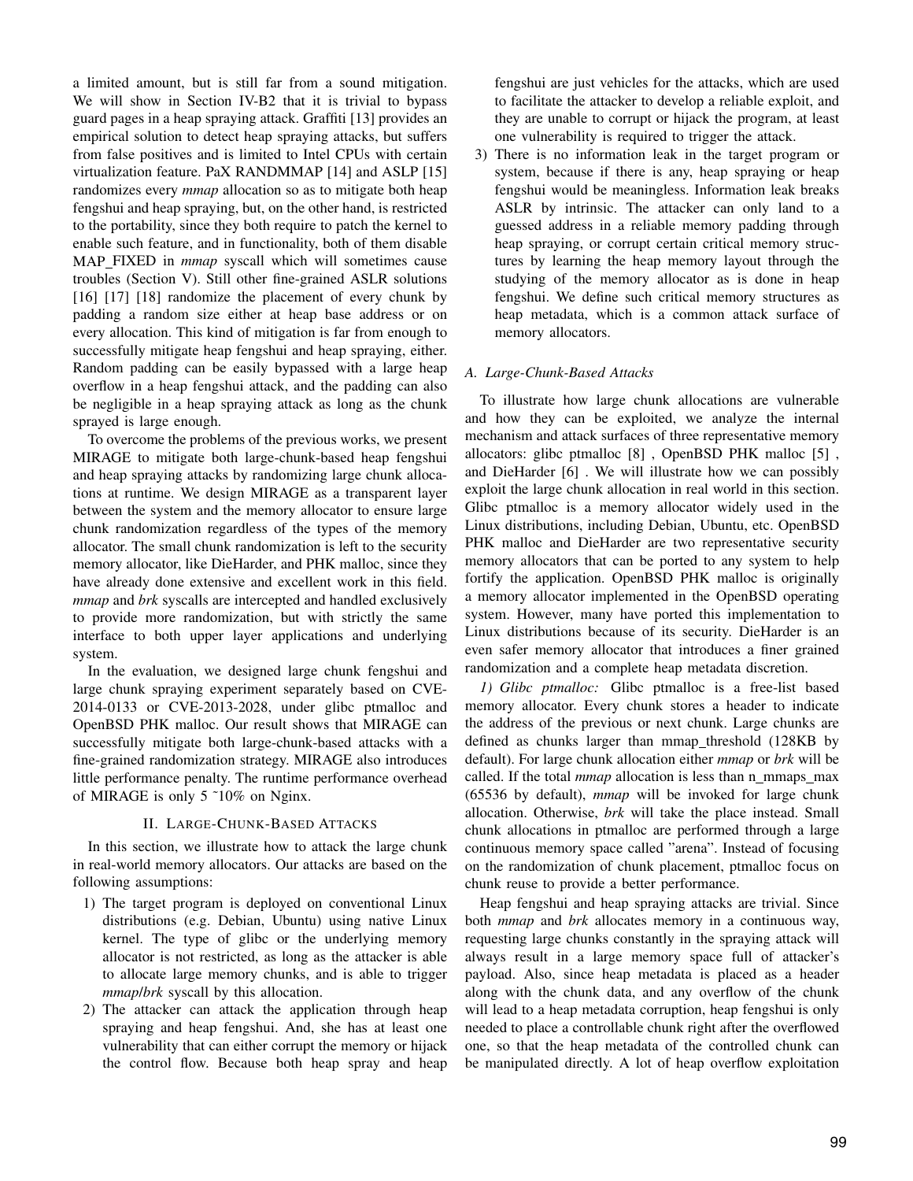a limited amount, but is still far from a sound mitigation. We will show in Section IV-B2 that it is trivial to bypass guard pages in a heap spraying attack. Graffiti [13] provides an empirical solution to detect heap spraying attacks, but suffers from false positives and is limited to Intel CPUs with certain virtualization feature. PaX RANDMMAP [14] and ASLP [15] randomizes every *mmap* allocation so as to mitigate both heap fengshui and heap spraying, but, on the other hand, is restricted to the portability, since they both require to patch the kernel to enable such feature, and in functionality, both of them disable MAP_FIXED in *mmap* syscall which will sometimes cause troubles (Section V). Still other fine-grained ASLR solutions [16] [17] [18] randomize the placement of every chunk by padding a random size either at heap base address or on every allocation. This kind of mitigation is far from enough to successfully mitigate heap fengshui and heap spraying, either. Random padding can be easily bypassed with a large heap overflow in a heap fengshui attack, and the padding can also be negligible in a heap spraying attack as long as the chunk sprayed is large enough.

To overcome the problems of the previous works, we present MIRAGE to mitigate both large-chunk-based heap fengshui and heap spraying attacks by randomizing large chunk allocations at runtime. We design MIRAGE as a transparent layer between the system and the memory allocator to ensure large chunk randomization regardless of the types of the memory allocator. The small chunk randomization is left to the security memory allocator, like DieHarder, and PHK malloc, since they have already done extensive and excellent work in this field. *mmap* and *brk* syscalls are intercepted and handled exclusively to provide more randomization, but with strictly the same interface to both upper layer applications and underlying system.

In the evaluation, we designed large chunk fengshui and large chunk spraying experiment separately based on CVE-2014-0133 or CVE-2013-2028, under glibc ptmalloc and OpenBSD PHK malloc. Our result shows that MIRAGE can successfully mitigate both large-chunk-based attacks with a fine-grained randomization strategy. MIRAGE also introduces little performance penalty. The runtime performance overhead of MIRAGE is only 5 ~10% on Nginx.

## II. Large-Chunk-Based Attacks

In this section, we illustrate how to attack the large chunk in real-world memory allocators. Our attacks are based on the following assumptions:

1) The target program is deployed on conventional Linux distributions (e.g. Debian, Ubuntu) using native Linux kernel. The type of glibc or the underlying memory allocator is not restricted, as long as the attacker is able to allocate large memory chunks, and is able to trigger *mmap*/*brk* syscall by this allocation.
2) The attacker can attack the application through heap spraying and heap fengshui. And, she has at least one vulnerability that can either corrupt the memory or hijack the control flow. Because both heap spray and heap fengshui are just vehicles for the attacks, which are used to facilitate the attacker to develop a reliable exploit, and they are unable to corrupt or hijack the program, at least one vulnerability is required to trigger the attack.
3) There is no information leak in the target program or system, because if there is any, heap spraying or heap fengshui would be meaningless. Information leak breaks ASLR by intrinsic. The attacker can only land to a guessed address in a reliable memory padding through heap spraying, or corrupt certain critical memory structures by learning the heap memory layout through the studying of the memory allocator as is done in heap fengshui. We define such critical memory structures as heap metadata, which is a common attack surface of memory allocators.

### A. Large-Chunk-Based Attacks

To illustrate how large chunk allocations are vulnerable and how they can be exploited, we analyze the internal mechanism and attack surfaces of three representative memory allocators: glibc ptmalloc [8] , OpenBSD PHK malloc [5] , and DieHarder [6] . We will illustrate how we can possibly exploit the large chunk allocation in real world in this section. Glibc ptmalloc is a memory allocator widely used in the Linux distributions, including Debian, Ubuntu, etc. OpenBSD PHK malloc and DieHarder are two representative security memory allocators that can be ported to any system to help fortify the application. OpenBSD PHK malloc is originally a memory allocator implemented in the OpenBSD operating system. However, many have ported this implementation to Linux distributions because of its security. DieHarder is an even safer memory allocator that introduces a finer grained randomization and a complete heap metadata discretion.

*1) Glibc ptmalloc:* Glibc ptmalloc is a free-list based memory allocator. Every chunk stores a header to indicate the address of the previous or next chunk. Large chunks are defined as chunks larger than mmap_threshold (128KB by default). For large chunk allocation either *mmap* or *brk* will be called. If the total *mmap* allocation is less than n_mmaps_max (65536 by default), *mmap* will be invoked for large chunk allocation. Otherwise, *brk* will take the place instead. Small chunk allocations in ptmalloc are performed through a large continuous memory space called "arena". Instead of focusing on the randomization of chunk placement, ptmalloc focus on chunk reuse to provide a better performance.

Heap fengshui and heap spraying attacks are trivial. Since both *mmap* and *brk* allocates memory in a continuous way, requesting large chunks constantly in the spraying attack will always result in a large memory space full of attacker's payload. Also, since heap metadata is placed as a header along with the chunk data, and any overflow of the chunk will lead to a heap metadata corruption, heap fengshui is only needed to place a controllable chunk right after the overflowed one, so that the heap metadata of the controlled chunk can be manipulated directly. A lot of heap overflow exploitation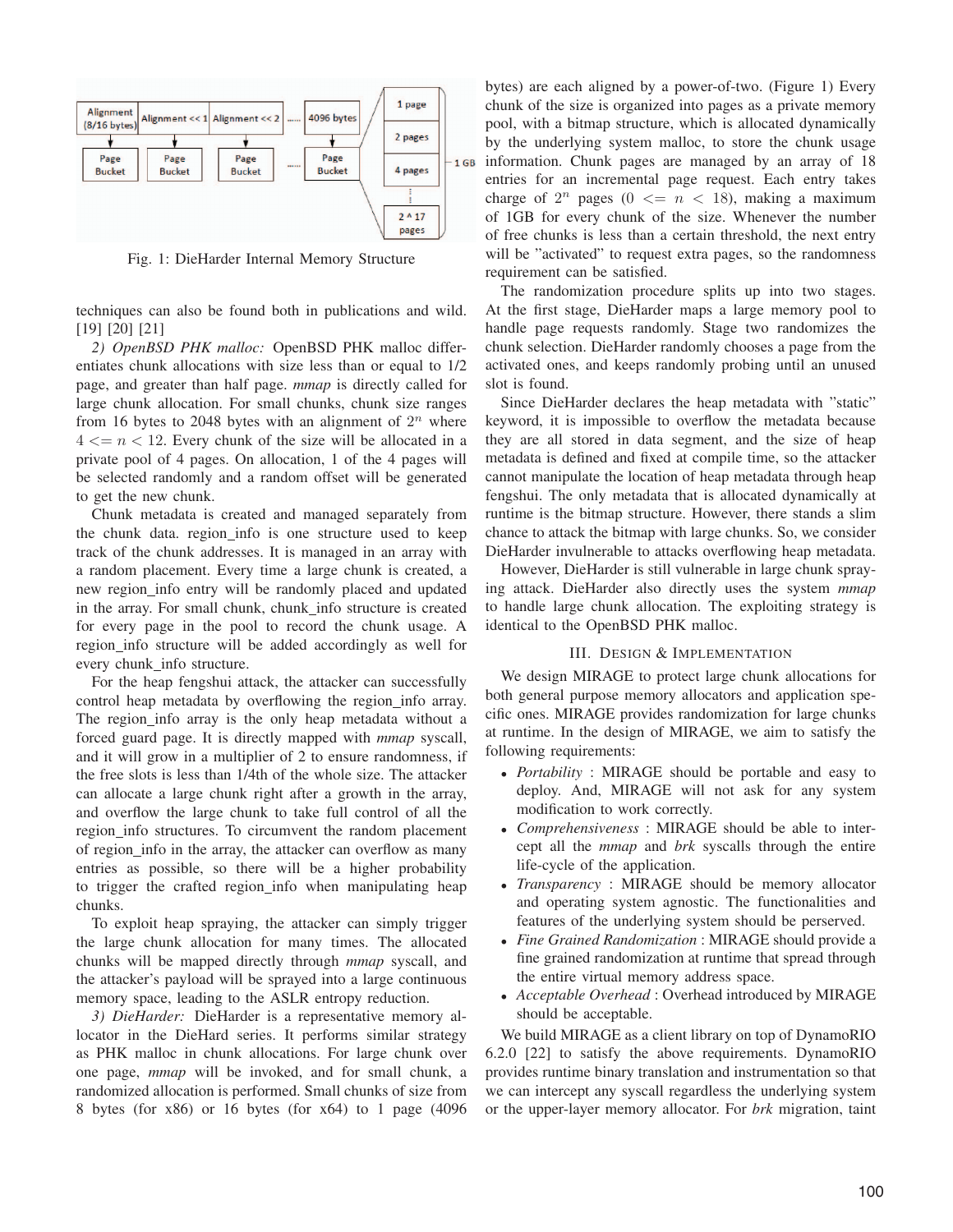Fig. 1: DieHarder Internal Memory Structure

techniques can also be found both in publications and wild. [19] [20] [21]

*2) OpenBSD PHK malloc:* OpenBSD PHK malloc differentiates chunk allocations with size less than or equal to 1/2 page, and greater than half page. *mmap* is directly called for large chunk allocation. For small chunks, chunk size ranges from 16 bytes to 2048 bytes with an alignment of $2^n$ where $4 <= n < 12$. Every chunk of the size will be allocated in a private pool of 4 pages. On allocation, 1 of the 4 pages will be selected randomly and a random offset will be generated to get the new chunk.

Chunk metadata is created and managed separately from the chunk data. region_info is one structure used to keep track of the chunk addresses. It is managed in an array with a random placement. Every time a large chunk is created, a new region_info entry will be randomly placed and updated in the array. For small chunk, chunk_info structure is created for every page in the pool to record the chunk usage. A region_info structure will be added accordingly as well for every chunk_info structure.

For the heap fengshui attack, the attacker can successfully control heap metadata by overflowing the region_info array. The region_info array is the only heap metadata without a forced guard page. It is directly mapped with *mmap* syscall, and it will grow in a multiplier of 2 to ensure randomness, if the free slots is less than 1/4th of the whole size. The attacker can allocate a large chunk right after a growth in the array, and overflow the large chunk to take full control of all the region_info structures. To circumvent the random placement of region_info in the array, the attacker can overflow as many entries as possible, so there will be a higher probability to trigger the crafted region_info when manipulating heap chunks.

To exploit heap spraying, the attacker can simply trigger the large chunk allocation for many times. The allocated chunks will be mapped directly through *mmap* syscall, and the attacker's payload will be sprayed into a large continuous memory space, leading to the ASLR entropy reduction.

*3) DieHarder:* DieHarder is a representative memory allocator in the DieHard series. It performs similar strategy as PHK malloc in chunk allocations. For large chunk over one page, *mmap* will be invoked, and for small chunk, a randomized allocation is performed. Small chunks of size from 8 bytes (for x86) or 16 bytes (for x64) to 1 page (4096 bytes) are each aligned by a power-of-two. (Figure 1) Every chunk of the size is organized into pages as a private memory pool, with a bitmap structure, which is allocated dynamically by the underlying system malloc, to store the chunk usage information. Chunk pages are managed by an array of 18 entries for an incremental page request. Each entry takes charge of $2^n$ pages ($0 <= n < 18$), making a maximum of 1GB for every chunk of the size. Whenever the number of free chunks is less than a certain threshold, the next entry will be "activated" to request extra pages, so the randomness requirement can be satisfied.

The randomization procedure splits up into two stages. At the first stage, DieHarder maps a large memory pool to handle page requests randomly. Stage two randomizes the chunk selection. DieHarder randomly chooses a page from the activated ones, and keeps randomly probing until an unused slot is found.

Since DieHarder declares the heap metadata with "static" keyword, it is impossible to overflow the metadata because they are all stored in data segment, and the size of heap metadata is defined and fixed at compile time, so the attacker cannot manipulate the location of heap metadata through heap fengshui. The only metadata that is allocated dynamically at runtime is the bitmap structure. However, there stands a slim chance to attack the bitmap with large chunks. So, we consider DieHarder invulnerable to attacks overflowing heap metadata.

However, DieHarder is still vulnerable in large chunk spraying attack. DieHarder also directly uses the system *mmap* to handle large chunk allocation. The exploiting strategy is identical to the OpenBSD PHK malloc.

## III. Design & Implementation

We design MIRAGE to protect large chunk allocations for both general purpose memory allocators and application specific ones. MIRAGE provides randomization for large chunks at runtime. In the design of MIRAGE, we aim to satisfy the following requirements:

- *Portability* : MIRAGE should be portable and easy to deploy. And, MIRAGE will not ask for any system modification to work correctly.
- *Comprehensiveness* : MIRAGE should be able to intercept all the *mmap* and *brk* syscalls through the entire life-cycle of the application.
- *Transparency* : MIRAGE should be memory allocator and operating system agnostic. The functionalities and features of the underlying system should be perserved.
- *Fine Grained Randomization* : MIRAGE should provide a fine grained randomization at runtime that spread through the entire virtual memory address space.
- *Acceptable Overhead* : Overhead introduced by MIRAGE should be acceptable.

We build MIRAGE as a client library on top of DynamoRIO 6.2.0 [22] to satisfy the above requirements. DynamoRIO provides runtime binary translation and instrumentation so that we can intercept any syscall regardless the underlying system or the upper-layer memory allocator. For *brk* migration, taint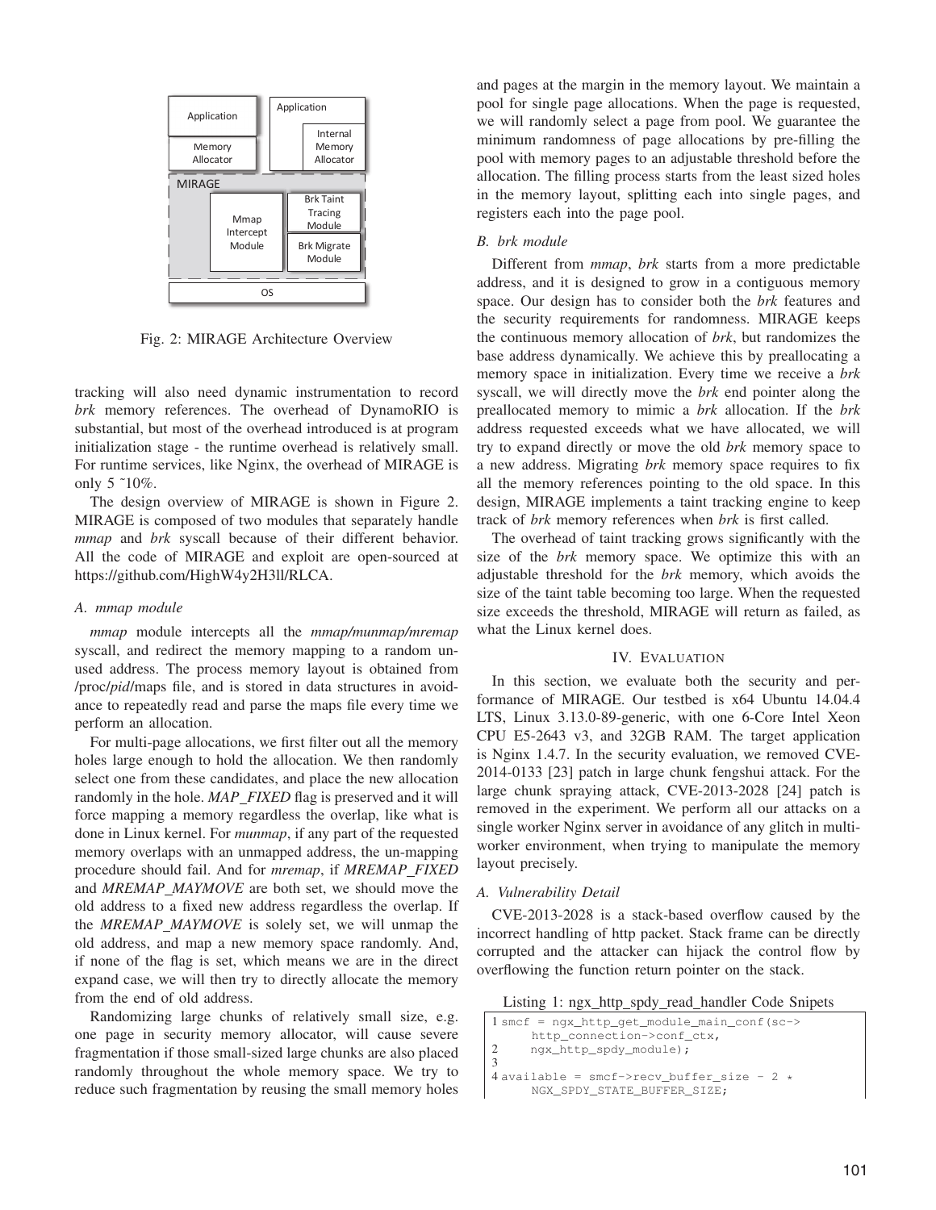Fig. 2: MIRAGE Architecture Overview

tracking will also need dynamic instrumentation to record *brk* memory references. The overhead of DynamoRIO is substantial, but most of the overhead introduced is at program initialization stage - the runtime overhead is relatively small. For runtime services, like Nginx, the overhead of MIRAGE is only 5 ~10%.

The design overview of MIRAGE is shown in Figure 2. MIRAGE is composed of two modules that separately handle *mmap* and *brk* syscall because of their different behavior. All the code of MIRAGE and exploit are open-sourced at https://github.com/HighW4y2H3ll/RLCA.

### *A. mmap module*

*mmap* module intercepts all the *mmap/munmap/mremap* syscall, and redirect the memory mapping to a random unused address. The process memory layout is obtained from /proc/*pid*/maps file, and is stored in data structures in avoidance to repeatedly read and parse the maps file every time we perform an allocation.

For multi-page allocations, we first filter out all the memory holes large enough to hold the allocation. We then randomly select one from these candidates, and place the new allocation randomly in the hole. *MAP_FIXED* flag is preserved and it will force mapping a memory regardless the overlap, like what is done in Linux kernel. For *munmap*, if any part of the requested memory overlaps with an unmapped address, the un-mapping procedure should fail. And for *mremap*, if *MREMAP_FIXED* and *MREMAP_MAYMOVE* are both set, we should move the old address to a fixed new address regardless the overlap. If the *MREMAP_MAYMOVE* is solely set, we will unmap the old address, and map a new memory space randomly. And, if none of the flag is set, which means we are in the direct expand case, we will then try to directly allocate the memory from the end of old address.

Randomizing large chunks of relatively small size, e.g. one page in security memory allocator, will cause severe fragmentation if those small-sized large chunks are also placed randomly throughout the whole memory space. We try to reduce such fragmentation by reusing the small memory holes and pages at the margin in the memory layout. We maintain a pool for single page allocations. When the page is requested, we will randomly select a page from pool. We guarantee the minimum randomness of page allocations by pre-filling the pool with memory pages to an adjustable threshold before the allocation. The filling process starts from the least sized holes in the memory layout, splitting each into single pages, and registers each into the page pool.

### *B. brk module*

Different from *mmap*, *brk* starts from a more predictable address, and it is designed to grow in a contiguous memory space. Our design has to consider both the *brk* features and the security requirements for randomness. MIRAGE keeps the continuous memory allocation of *brk*, but randomizes the base address dynamically. We achieve this by preallocating a memory space in initialization. Every time we receive a *brk* syscall, we will directly move the *brk* end pointer along the preallocated memory to mimic a *brk* allocation. If the *brk* address requested exceeds what we have allocated, we will try to expand directly or move the old *brk* memory space to a new address. Migrating *brk* memory space requires to fix all the memory references pointing to the old space. In this design, MIRAGE implements a taint tracking engine to keep track of *brk* memory references when *brk* is first called.

The overhead of taint tracking grows significantly with the size of the *brk* memory space. We optimize this with an adjustable threshold for the *brk* memory, which avoids the size of the taint table becoming too large. When the requested size exceeds the threshold, MIRAGE will return as failed, as what the Linux kernel does.

## IV. Evaluation

In this section, we evaluate both the security and performance of MIRAGE. Our testbed is x64 Ubuntu 14.04.4 LTS, Linux 3.13.0-89-generic, with one 6-Core Intel Xeon CPU E5-2643 v3, and 32GB RAM. The target application is Nginx 1.4.7. In the security evaluation, we removed CVE-2014-0133 [23] patch in large chunk fengshui attack. For the large chunk spraying attack, CVE-2013-2028 [24] patch is removed in the experiment. We perform all our attacks on a single worker Nginx server in avoidance of any glitch in multi-worker environment, when trying to manipulate the memory layout precisely.

### *A. Vulnerability Detail*

CVE-2013-2028 is a stack-based overflow caused by the incorrect handling of http packet. Stack frame can be directly corrupted and the attacker can hijack the control flow by overflowing the function return pointer on the stack.

Listing 1: ngx_http_spdy_read_handler Code Snipets

```
1 smcf = ngx_http_get_module_main_conf(sc->
      http_connection->conf_ctx,
2     ngx_http_spdy_module);
3
4 available = smcf->recv_buffer_size - 2 *
      NGX_SPDY_STATE_BUFFER_SIZE;
```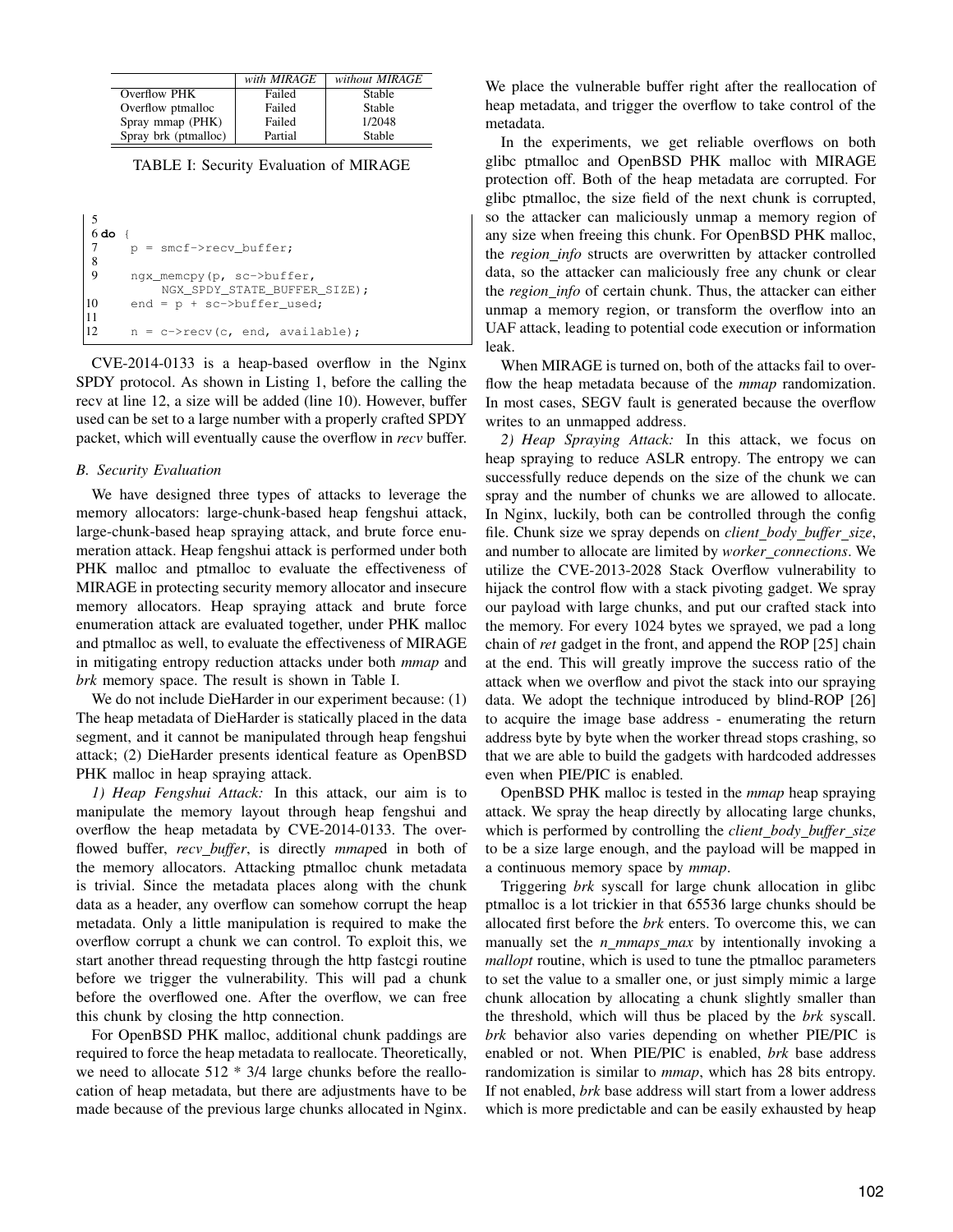| | *with MIRAGE* | *without MIRAGE* |
|---|---|---|
| Overflow PHK | Failed | Stable |
| Overflow ptmalloc | Failed | Stable |
| Spray mmap (PHK) | Failed | 1/2048 |
| Spray brk (ptmalloc) | Partial | Stable |

TABLE I: Security Evaluation of MIRAGE

```
5
6 do {
7     p = smcf->recv_buffer;
8
9     ngx_memcpy(p, sc->buffer,
          NGX_SPDY_STATE_BUFFER_SIZE);
10    end = p + sc->buffer_used;
11
12    n = c->recv(c, end, available);
```

CVE-2014-0133 is a heap-based overflow in the Nginx SPDY protocol. As shown in Listing 1, before the calling the recv at line 12, a size will be added (line 10). However, buffer used can be set to a large number with a properly crafted SPDY packet, which will eventually cause the overflow in *recv* buffer.

### B. Security Evaluation

We have designed three types of attacks to leverage the memory allocators: large-chunk-based heap fengshui attack, large-chunk-based heap spraying attack, and brute force enumeration attack. Heap fengshui attack is performed under both PHK malloc and ptmalloc to evaluate the effectiveness of MIRAGE in protecting security memory allocator and insecure memory allocators. Heap spraying attack and brute force enumeration attack are evaluated together, under PHK malloc and ptmalloc as well, to evaluate the effectiveness of MIRAGE in mitigating entropy reduction attacks under both *mmap* and *brk* memory space. The result is shown in Table I.

We do not include DieHarder in our experiment because: (1) The heap metadata of DieHarder is statically placed in the data segment, and it cannot be manipulated through heap fengshui attack; (2) DieHarder presents identical feature as OpenBSD PHK malloc in heap spraying attack.

*1) Heap Fengshui Attack:* In this attack, our aim is to manipulate the memory layout through heap fengshui and overflow the heap metadata by CVE-2014-0133. The overflowed buffer, *recv_buffer*, is directly *mmap*ed in both of the memory allocators. Attacking ptmalloc chunk metadata is trivial. Since the metadata places along with the chunk data as a header, any overflow can somehow corrupt the heap metadata. Only a little manipulation is required to make the overflow corrupt a chunk we can control. To exploit this, we start another thread requesting through the http fastcgi routine before we trigger the vulnerability. This will pad a chunk before the overflowed one. After the overflow, we can free this chunk by closing the http connection.

For OpenBSD PHK malloc, additional chunk paddings are required to force the heap metadata to reallocate. Theoretically, we need to allocate 512 * 3/4 large chunks before the reallocation of heap metadata, but there are adjustments have to be made because of the previous large chunks allocated in Nginx. We place the vulnerable buffer right after the reallocation of heap metadata, and trigger the overflow to take control of the metadata.

In the experiments, we get reliable overflows on both glibc ptmalloc and OpenBSD PHK malloc with MIRAGE protection off. Both of the heap metadata are corrupted. For glibc ptmalloc, the size field of the next chunk is corrupted, so the attacker can maliciously unmap a memory region of any size when freeing this chunk. For OpenBSD PHK malloc, the *region_info* structs are overwritten by attacker controlled data, so the attacker can maliciously free any chunk or clear the *region_info* of certain chunk. Thus, the attacker can either unmap a memory region, or transform the overflow into an UAF attack, leading to potential code execution or information leak.

When MIRAGE is turned on, both of the attacks fail to overflow the heap metadata because of the *mmap* randomization. In most cases, SEGV fault is generated because the overflow writes to an unmapped address.

*2) Heap Spraying Attack:* In this attack, we focus on heap spraying to reduce ASLR entropy. The entropy we can successfully reduce depends on the size of the chunk we can spray and the number of chunks we are allowed to allocate. In Nginx, luckily, both can be controlled through the config file. Chunk size we spray depends on *client_body_buffer_size*, and number to allocate are limited by *worker_connections*. We utilize the CVE-2013-2028 Stack Overflow vulnerability to hijack the control flow with a stack pivoting gadget. We spray our payload with large chunks, and put our crafted stack into the memory. For every 1024 bytes we sprayed, we pad a long chain of *ret* gadget in the front, and append the ROP [25] chain at the end. This will greatly improve the success ratio of the attack when we overflow and pivot the stack into our spraying data. We adopt the technique introduced by blind-ROP [26] to acquire the image base address - enumerating the return address byte by byte when the worker thread stops crashing, so that we are able to build the gadgets with hardcoded addresses even when PIE/PIC is enabled.

OpenBSD PHK malloc is tested in the *mmap* heap spraying attack. We spray the heap directly by allocating large chunks, which is performed by controlling the *client_body_buffer_size* to be a size large enough, and the payload will be mapped in a continuous memory space by *mmap*.

Triggering *brk* syscall for large chunk allocation in glibc ptmalloc is a lot trickier in that 65536 large chunks should be allocated first before the *brk* enters. To overcome this, we can manually set the *n_mmaps_max* by intentionally invoking a *mallopt* routine, which is used to tune the ptmalloc parameters to set the value to a smaller one, or just simply mimic a large chunk allocation by allocating a chunk slightly smaller than the threshold, which will thus be placed by the *brk* syscall. *brk* behavior also varies depending on whether PIE/PIC is enabled or not. When PIE/PIC is enabled, *brk* base address randomization is similar to *mmap*, which has 28 bits entropy. If not enabled, *brk* base address will start from a lower address which is more predictable and can be easily exhausted by heap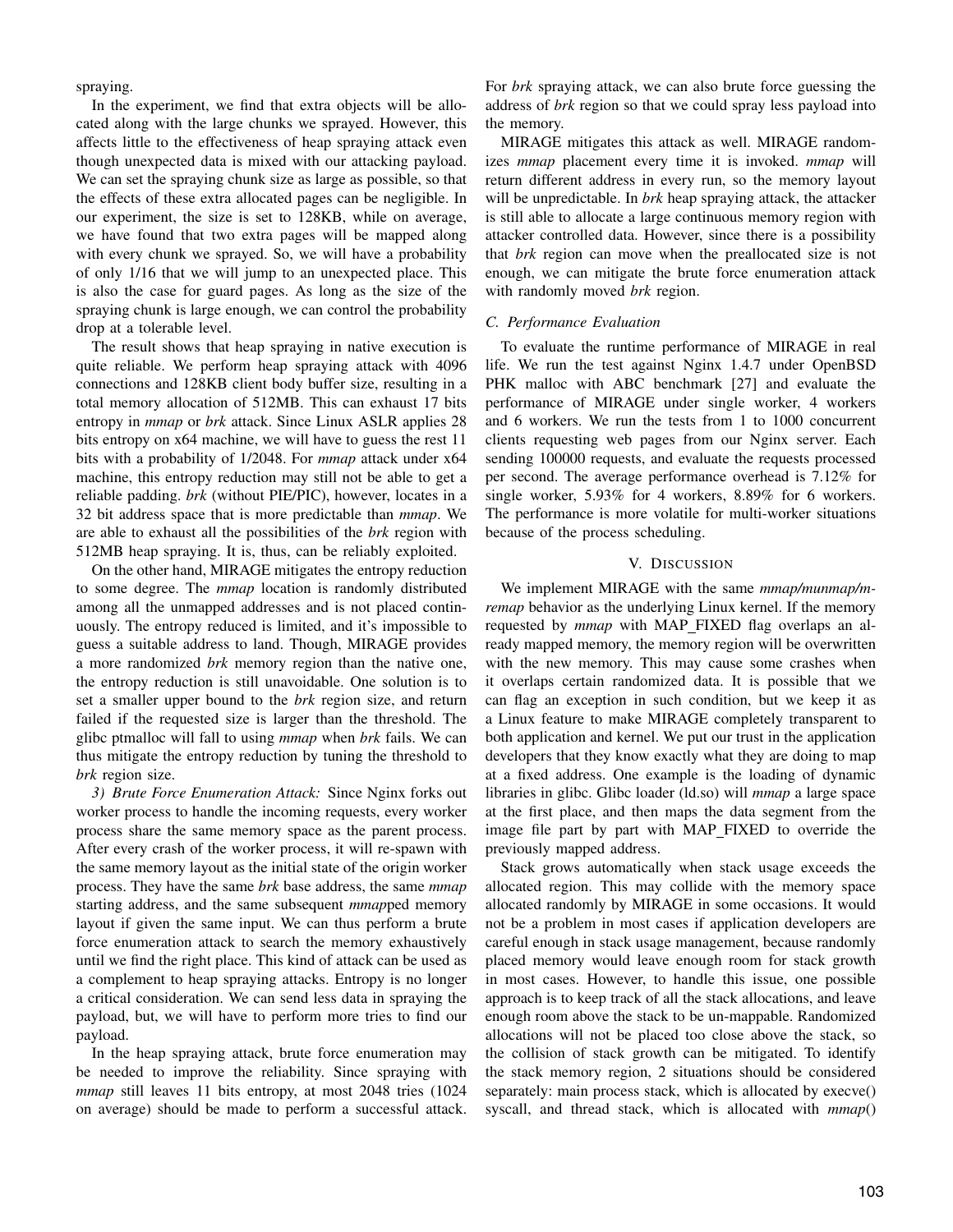spraying.

In the experiment, we find that extra objects will be allocated along with the large chunks we sprayed. However, this affects little to the effectiveness of heap spraying attack even though unexpected data is mixed with our attacking payload. We can set the spraying chunk size as large as possible, so that the effects of these extra allocated pages can be negligible. In our experiment, the size is set to 128KB, while on average, we have found that two extra pages will be mapped along with every chunk we sprayed. So, we will have a probability of only 1/16 that we will jump to an unexpected place. This is also the case for guard pages. As long as the size of the spraying chunk is large enough, we can control the probability drop at a tolerable level.

The result shows that heap spraying in native execution is quite reliable. We perform heap spraying attack with 4096 connections and 128KB client body buffer size, resulting in a total memory allocation of 512MB. This can exhaust 17 bits entropy in *mmap* or *brk* attack. Since Linux ASLR applies 28 bits entropy on x64 machine, we will have to guess the rest 11 bits with a probability of 1/2048. For *mmap* attack under x64 machine, this entropy reduction may still not be able to get a reliable padding. *brk* (without PIE/PIC), however, locates in a 32 bit address space that is more predictable than *mmap*. We are able to exhaust all the possibilities of the *brk* region with 512MB heap spraying. It is, thus, can be reliably exploited.

On the other hand, MIRAGE mitigates the entropy reduction to some degree. The *mmap* location is randomly distributed among all the unmapped addresses and is not placed continuously. The entropy reduced is limited, and it's impossible to guess a suitable address to land. Though, MIRAGE provides a more randomized *brk* memory region than the native one, the entropy reduction is still unavoidable. One solution is to set a smaller upper bound to the *brk* region size, and return failed if the requested size is larger than the threshold. The glibc ptmalloc will fall to using *mmap* when *brk* fails. We can thus mitigate the entropy reduction by tuning the threshold to *brk* region size.

*3) Brute Force Enumeration Attack:* Since Nginx forks out worker process to handle the incoming requests, every worker process share the same memory space as the parent process. After every crash of the worker process, it will re-spawn with the same memory layout as the initial state of the origin worker process. They have the same *brk* base address, the same *mmap* starting address, and the same subsequent *mmap*ped memory layout if given the same input. We can thus perform a brute force enumeration attack to search the memory exhaustively until we find the right place. This kind of attack can be used as a complement to heap spraying attacks. Entropy is no longer a critical consideration. We can send less data in spraying the payload, but, we will have to perform more tries to find our payload.

In the heap spraying attack, brute force enumeration may be needed to improve the reliability. Since spraying with *mmap* still leaves 11 bits entropy, at most 2048 tries (1024 on average) should be made to perform a successful attack. For *brk* spraying attack, we can also brute force guessing the address of *brk* region so that we could spray less payload into the memory.

MIRAGE mitigates this attack as well. MIRAGE randomizes *mmap* placement every time it is invoked. *mmap* will return different address in every run, so the memory layout will be unpredictable. In *brk* heap spraying attack, the attacker is still able to allocate a large continuous memory region with attacker controlled data. However, since there is a possibility that *brk* region can move when the preallocated size is not enough, we can mitigate the brute force enumeration attack with randomly moved *brk* region.

### C. Performance Evaluation

To evaluate the runtime performance of MIRAGE in real life. We run the test against Nginx 1.4.7 under OpenBSD PHK malloc with ABC benchmark [27] and evaluate the performance of MIRAGE under single worker, 4 workers and 6 workers. We run the tests from 1 to 1000 concurrent clients requesting web pages from our Nginx server. Each sending 100000 requests, and evaluate the requests processed per second. The average performance overhead is 7.12% for single worker, 5.93% for 4 workers, 8.89% for 6 workers. The performance is more volatile for multi-worker situations because of the process scheduling.

## V. Discussion

We implement MIRAGE with the same *mmap/munmap/mremap* behavior as the underlying Linux kernel. If the memory requested by *mmap* with MAP_FIXED flag overlaps an already mapped memory, the memory region will be overwritten with the new memory. This may cause some crashes when it overlaps certain randomized data. It is possible that we can flag an exception in such condition, but we keep it as a Linux feature to make MIRAGE completely transparent to both application and kernel. We put our trust in the application developers that they know exactly what they are doing to map at a fixed address. One example is the loading of dynamic libraries in glibc. Glibc loader (ld.so) will *mmap* a large space at the first place, and then maps the data segment from the image file part by part with MAP_FIXED to override the previously mapped address.

Stack grows automatically when stack usage exceeds the allocated region. This may collide with the memory space allocated randomly by MIRAGE in some occasions. It would not be a problem in most cases if application developers are careful enough in stack usage management, because randomly placed memory would leave enough room for stack growth in most cases. However, to handle this issue, one possible approach is to keep track of all the stack allocations, and leave enough room above the stack to be un-mappable. Randomized allocations will not be placed too close above the stack, so the collision of stack growth can be mitigated. To identify the stack memory region, 2 situations should be considered separately: main process stack, which is allocated by execve() syscall, and thread stack, which is allocated with *mmap*()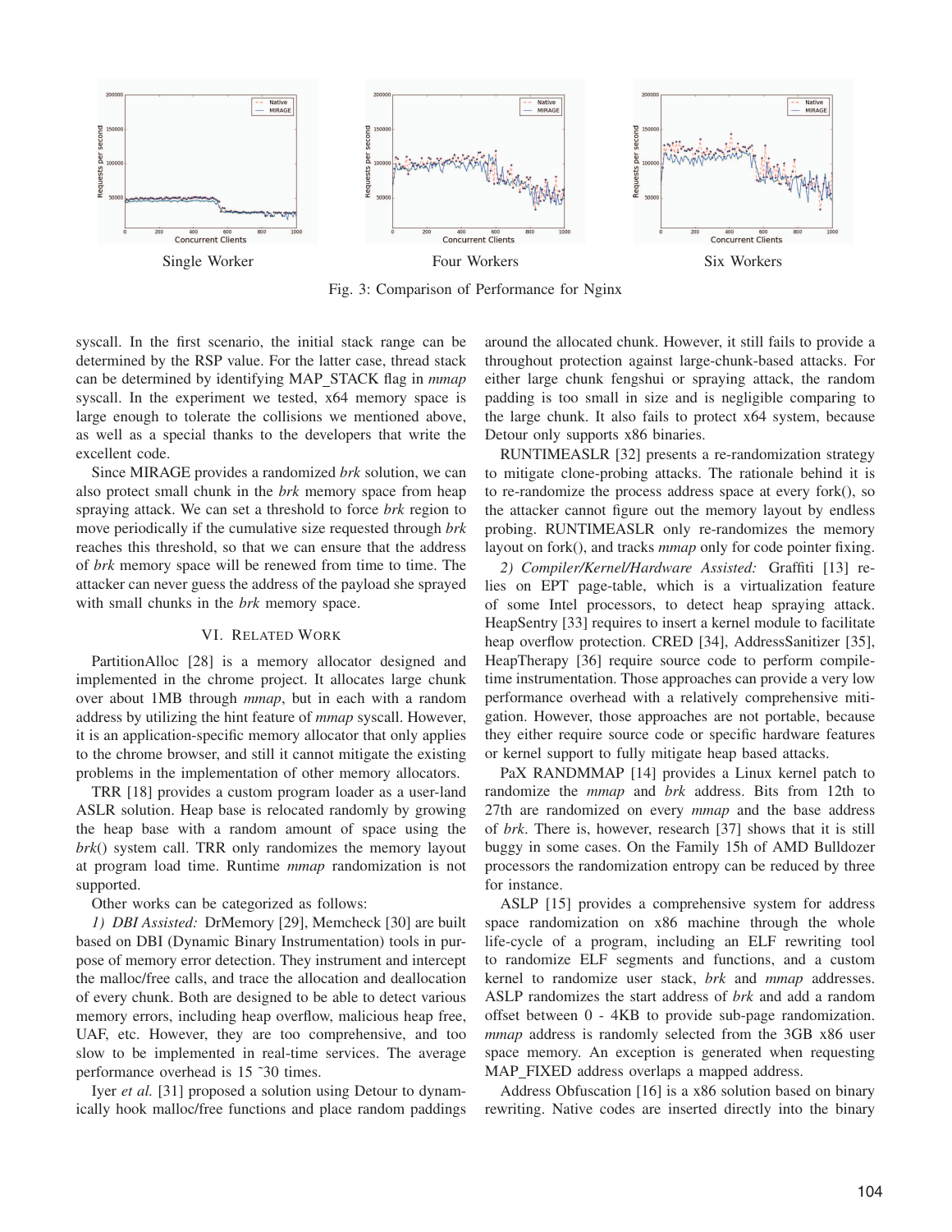Single Worker

Four Workers

Six Workers

Fig. 3: Comparison of Performance for Nginx

syscall. In the first scenario, the initial stack range can be determined by the RSP value. For the latter case, thread stack can be determined by identifying MAP_STACK flag in *mmap* syscall. In the experiment we tested, x64 memory space is large enough to tolerate the collisions we mentioned above, as well as a special thanks to the developers that write the excellent code.

Since MIRAGE provides a randomized *brk* solution, we can also protect small chunk in the *brk* memory space from heap spraying attack. We can set a threshold to force *brk* region to move periodically if the cumulative size requested through *brk* reaches this threshold, so that we can ensure that the address of *brk* memory space will be renewed from time to time. The attacker can never guess the address of the payload she sprayed with small chunks in the *brk* memory space.

## VI. Related Work

PartitionAlloc [28] is a memory allocator designed and implemented in the chrome project. It allocates large chunk over about 1MB through *mmap*, but in each with a random address by utilizing the hint feature of *mmap* syscall. However, it is an application-specific memory allocator that only applies to the chrome browser, and still it cannot mitigate the existing problems in the implementation of other memory allocators.

TRR [18] provides a custom program loader as a user-land ASLR solution. Heap base is relocated randomly by growing the heap base with a random amount of space using the *brk*() system call. TRR only randomizes the memory layout at program load time. Runtime *mmap* randomization is not supported.

Other works can be categorized as follows:

*1) DBI Assisted:* DrMemory [29], Memcheck [30] are built based on DBI (Dynamic Binary Instrumentation) tools in purpose of memory error detection. They instrument and intercept the malloc/free calls, and trace the allocation and deallocation of every chunk. Both are designed to be able to detect various memory errors, including heap overflow, malicious heap free, UAF, etc. However, they are too comprehensive, and too slow to be implemented in real-time services. The average performance overhead is 15 ~30 times.

Iyer *et al.* [31] proposed a solution using Detour to dynamically hook malloc/free functions and place random paddings around the allocated chunk. However, it still fails to provide a throughout protection against large-chunk-based attacks. For either large chunk fengshui or spraying attack, the random padding is too small in size and is negligible comparing to the large chunk. It also fails to protect x64 system, because Detour only supports x86 binaries.

RUNTIMEASLR [32] presents a re-randomization strategy to mitigate clone-probing attacks. The rationale behind it is to re-randomize the process address space at every fork(), so the attacker cannot figure out the memory layout by endless probing. RUNTIMEASLR only re-randomizes the memory layout on fork(), and tracks *mmap* only for code pointer fixing.

*2) Compiler/Kernel/Hardware Assisted:* Graffiti [13] relies on EPT page-table, which is a virtualization feature of some Intel processors, to detect heap spraying attack. HeapSentry [33] requires to insert a kernel module to facilitate heap overflow protection. CRED [34], AddressSanitizer [35], HeapTherapy [36] require source code to perform compile-time instrumentation. Those approaches can provide a very low performance overhead with a relatively comprehensive mitigation. However, those approaches are not portable, because they either require source code or specific hardware features or kernel support to fully mitigate heap based attacks.

PaX RANDMMAP [14] provides a Linux kernel patch to randomize the *mmap* and *brk* address. Bits from 12th to 27th are randomized on every *mmap* and the base address of *brk*. There is, however, research [37] shows that it is still buggy in some cases. On the Family 15h of AMD Bulldozer processors the randomization entropy can be reduced by three for instance.

ASLP [15] provides a comprehensive system for address space randomization on x86 machine through the whole life-cycle of a program, including an ELF rewriting tool to randomize ELF segments and functions, and a custom kernel to randomize user stack, *brk* and *mmap* addresses. ASLP randomizes the start address of *brk* and add a random offset between 0 - 4KB to provide sub-page randomization. *mmap* address is randomly selected from the 3GB x86 user space memory. An exception is generated when requesting MAP_FIXED address overlaps a mapped address.

Address Obfuscation [16] is a x86 solution based on binary rewriting. Native codes are inserted directly into the binary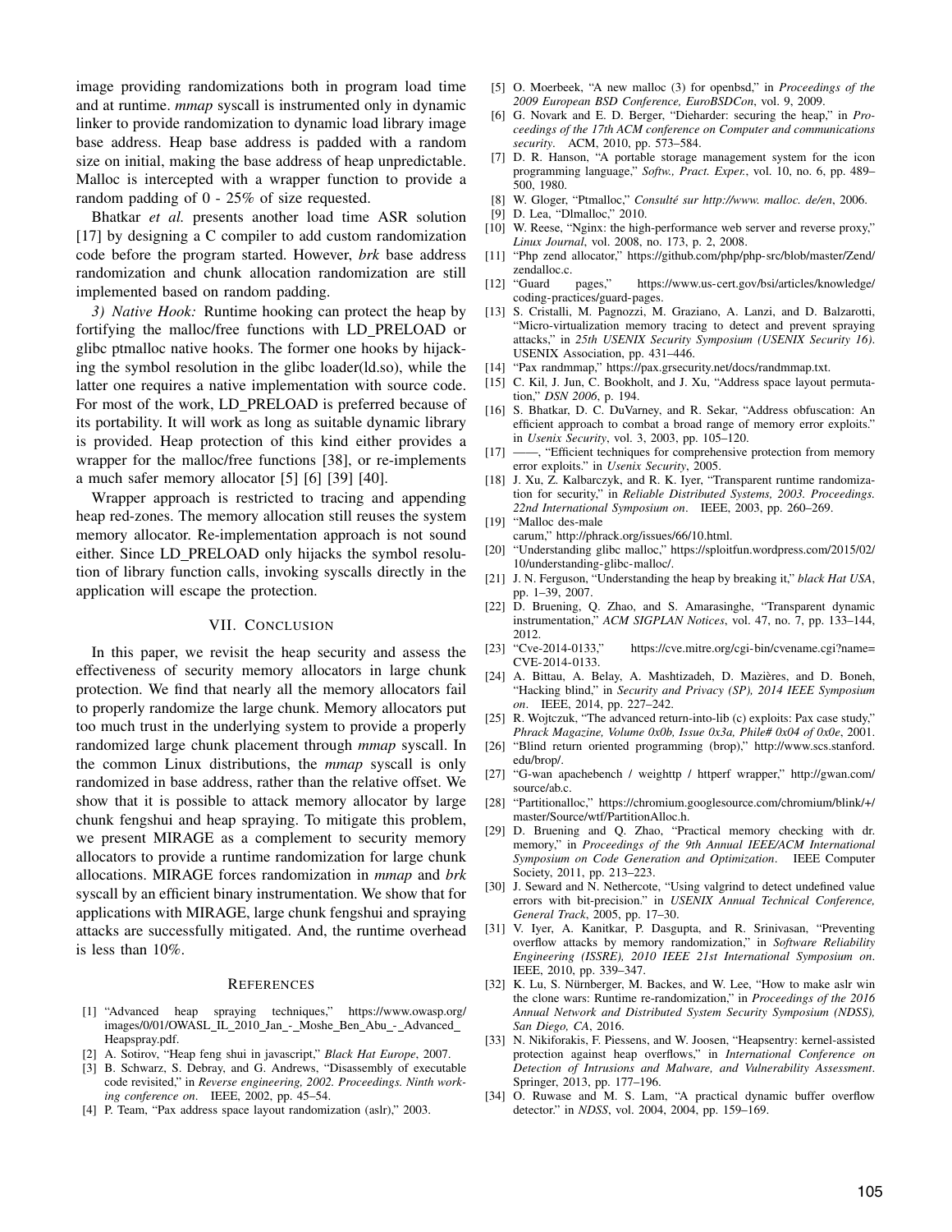image providing randomizations both in program load time and at runtime. *mmap* syscall is instrumented only in dynamic linker to provide randomization to dynamic load library image base address. Heap base address is padded with a random size on initial, making the base address of heap unpredictable. Malloc is intercepted with a wrapper function to provide a random padding of 0 - 25% of size requested.

Bhatkar *et al.* presents another load time ASR solution [17] by designing a C compiler to add custom randomization code before the program started. However, *brk* base address randomization and chunk allocation randomization are still implemented based on random padding.

*3) Native Hook:* Runtime hooking can protect the heap by fortifying the malloc/free functions with LD_PRELOAD or glibc ptmalloc native hooks. The former one hooks by hijacking the symbol resolution in the glibc loader(ld.so), while the latter one requires a native implementation with source code. For most of the work, LD_PRELOAD is preferred because of its portability. It will work as long as suitable dynamic library is provided. Heap protection of this kind either provides a wrapper for the malloc/free functions [38], or re-implements a much safer memory allocator [5] [6] [39] [40].

Wrapper approach is restricted to tracing and appending heap red-zones. The memory allocation still reuses the system memory allocator. Re-implementation approach is not sound either. Since LD_PRELOAD only hijacks the symbol resolution of library function calls, invoking syscalls directly in the application will escape the protection.

## VII. Conclusion

In this paper, we revisit the heap security and assess the effectiveness of security memory allocators in large chunk protection. We find that nearly all the memory allocators fail to properly randomize the large chunk. Memory allocators put too much trust in the underlying system to provide a properly randomized large chunk placement through *mmap* syscall. In the common Linux distributions, the *mmap* syscall is only randomized in base address, rather than the relative offset. We show that it is possible to attack memory allocator by large chunk fengshui and heap spraying. To mitigate this problem, we present MIRAGE as a complement to security memory allocators to provide a runtime randomization for large chunk allocations. MIRAGE forces randomization in *mmap* and *brk* syscall by an efficient binary instrumentation. We show that for applications with MIRAGE, large chunk fengshui and spraying attacks are successfully mitigated. And, the runtime overhead is less than 10%.

## References

[1] "Advanced heap spraying techniques," https://www.owasp.org/images/0/01/OWASL_IL_2010_Jan_-_Moshe_Ben_Abu_-_Advanced_Heapspray.pdf.

[2] A. Sotirov, "Heap feng shui in javascript," *Black Hat Europe*, 2007.

[3] B. Schwarz, S. Debray, and G. Andrews, "Disassembly of executable code revisited," in *Reverse engineering, 2002. Proceedings. Ninth working conference on*. IEEE, 2002, pp. 45–54.

[4] P. Team, "Pax address space layout randomization (aslr)," 2003.

[5] O. Moerbeek, "A new malloc (3) for openbsd," in *Proceedings of the 2009 European BSD Conference, EuroBSDCon*, vol. 9, 2009.

[6] G. Novark and E. D. Berger, "Dieharder: securing the heap," in *Proceedings of the 17th ACM conference on Computer and communications security*. ACM, 2010, pp. 573–584.

[7] D. R. Hanson, "A portable storage management system for the icon programming language," *Softw., Pract. Exper.*, vol. 10, no. 6, pp. 489–500, 1980.

[8] W. Gloger, "Ptmalloc," *Consulté sur http://www. malloc. de/en*, 2006.

[9] D. Lea, "Dlmalloc," 2010.

[10] W. Reese, "Nginx: the high-performance web server and reverse proxy," *Linux Journal*, vol. 2008, no. 173, p. 2, 2008.

[11] "Php zend allocator," https://github.com/php/php-src/blob/master/Zend/zendalloc.c.

[12] "Guard pages," https://www.us-cert.gov/bsi/articles/knowledge/coding-practices/guard-pages.

[13] S. Cristalli, M. Pagnozzi, M. Graziano, A. Lanzi, and D. Balzarotti, "Micro-virtualization memory tracing to detect and prevent spraying attacks," in *25th USENIX Security Symposium (USENIX Security 16)*. USENIX Association, pp. 431–446.

[14] "Pax randmmap," https://pax.grsecurity.net/docs/randmmap.txt.

[15] C. Kil, J. Jun, C. Bookholt, and J. Xu, "Address space layout permutation," *DSN 2006*, p. 194.

[16] S. Bhatkar, D. C. DuVarney, and R. Sekar, "Address obfuscation: An efficient approach to combat a broad range of memory error exploits." in *Usenix Security*, vol. 3, 2003, pp. 105–120.

[17] ——, "Efficient techniques for comprehensive protection from memory error exploits." in *Usenix Security*, 2005.

[18] J. Xu, Z. Kalbarczyk, and R. K. Iyer, "Transparent runtime randomization for security," in *Reliable Distributed Systems, 2003. Proceedings. 22nd International Symposium on*. IEEE, 2003, pp. 260–269.

[19] "Malloc des-maleficarum," http://phrack.org/issues/66/10.html.

[20] "Understanding glibc malloc," https://sploitfun.wordpress.com/2015/02/10/understanding-glibc-malloc/.

[21] J. N. Ferguson, "Understanding the heap by breaking it," *black Hat USA*, pp. 1–39, 2007.

[22] D. Bruening, Q. Zhao, and S. Amarasinghe, "Transparent dynamic instrumentation," *ACM SIGPLAN Notices*, vol. 47, no. 7, pp. 133–144, 2012.

[23] "Cve-2014-0133," https://cve.mitre.org/cgi-bin/cvename.cgi?name=CVE-2014-0133.

[24] A. Bittau, A. Belay, A. Mashtizadeh, D. Mazières, and D. Boneh, "Hacking blind," in *Security and Privacy (SP), 2014 IEEE Symposium on*. IEEE, 2014, pp. 227–242.

[25] R. Wojtczuk, "The advanced return-into-lib (c) exploits: Pax case study," *Phrack Magazine, Volume 0x0b, Issue 0x3a, Phile# 0x04 of 0x0e*, 2001.

[26] "Blind return oriented programming (brop)," http://www.scs.stanford.edu/brop/.

[27] "G-wan apachebench / weighttp / httperf wrapper," http://gwan.com/source/ab.c.

[28] "Partitionalloc," https://chromium.googlesource.com/chromium/blink/+/master/Source/wtf/PartitionAlloc.h.

[29] D. Bruening and Q. Zhao, "Practical memory checking with dr. memory," in *Proceedings of the 9th Annual IEEE/ACM International Symposium on Code Generation and Optimization*. IEEE Computer Society, 2011, pp. 213–223.

[30] J. Seward and N. Nethercote, "Using valgrind to detect undefined value errors with bit-precision." in *USENIX Annual Technical Conference, General Track*, 2005, pp. 17–30.

[31] V. Iyer, A. Kanitkar, P. Dasgupta, and R. Srinivasan, "Preventing overflow attacks by memory randomization," in *Software Reliability Engineering (ISSRE), 2010 IEEE 21st International Symposium on*. IEEE, 2010, pp. 339–347.

[32] K. Lu, S. Nürnberger, M. Backes, and W. Lee, "How to make aslr win the clone wars: Runtime re-randomization," in *Proceedings of the 2016 Annual Network and Distributed System Security Symposium (NDSS), San Diego, CA*, 2016.

[33] N. Nikiforakis, F. Piessens, and W. Joosen, "Heapsentry: kernel-assisted protection against heap overflows," in *International Conference on Detection of Intrusions and Malware, and Vulnerability Assessment*. Springer, 2013, pp. 177–196.

[34] O. Ruwase and M. S. Lam, "A practical dynamic buffer overflow detector." in *NDSS*, vol. 2004, 2004, pp. 159–169.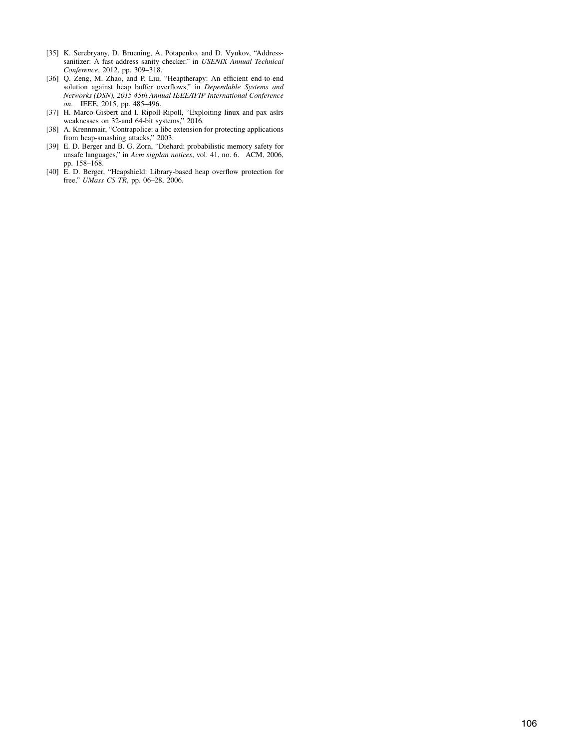[35] K. Serebryany, D. Bruening, A. Potapenko, and D. Vyukov, "Address-sanitizer: A fast address sanity checker." in *USENIX Annual Technical Conference*, 2012, pp. 309–318.

[36] Q. Zeng, M. Zhao, and P. Liu, "Heaptherapy: An efficient end-to-end solution against heap buffer overflows," in *Dependable Systems and Networks (DSN), 2015 45th Annual IEEE/IFIP International Conference on*. IEEE, 2015, pp. 485–496.

[37] H. Marco-Gisbert and I. Ripoll-Ripoll, "Exploiting linux and pax aslrs weaknesses on 32-and 64-bit systems," 2016.

[38] A. Krennmair, "Contrapolice: a libc extension for protecting applications from heap-smashing attacks," 2003.

[39] E. D. Berger and B. G. Zorn, "Diehard: probabilistic memory safety for unsafe languages," in *Acm sigplan notices*, vol. 41, no. 6. ACM, 2006, pp. 158–168.

[40] E. D. Berger, "Heapshield: Library-based heap overflow protection for free," *UMass CS TR*, pp. 06–28, 2006.